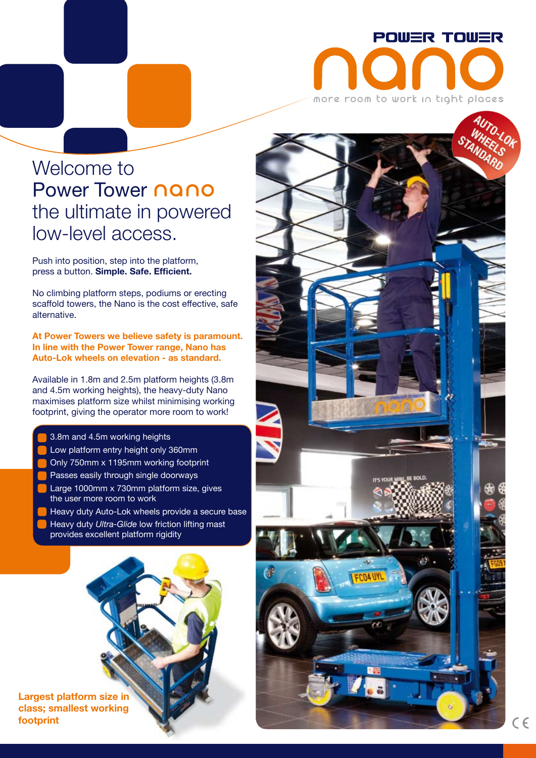POWER TOWER

# nano

more room to work in tight places

AUTO-LOK WHEELS STANDARD

## Welcome to Power Tower nano the ultimate in powered low-level access.

Push into position, step into the platform, press a button. **Simple. Safe. Efficient.**

No climbing platform steps, podiums or erecting scaffold towers, the Nano is the cost effective, safe alternative.

**At Power Towers we believe safety is paramount. In line with the Power Tower range, Nano has Auto-Lok wheels on elevation - as standard.**

Available in 1.8m and 2.5m platform heights (3.8m and 4.5m working heights), the heavy-duty Nano maximises platform size whilst minimising working footprint, giving the operator more room to work!

- 3.8m and 4.5m working heights
- Low platform entry height only 360mm
- Only 750mm x 1195mm working footprint
- Passes easily through single doorways
- Large 1000mm x 730mm platform size, gives the user more room to work
- Heavy duty Auto-Lok wheels provide a secure base
- Heavy duty *Ultra-Glide* low friction lifting mast provides excellent platform rigidity

**Largest platform size in class; smallest working footprint**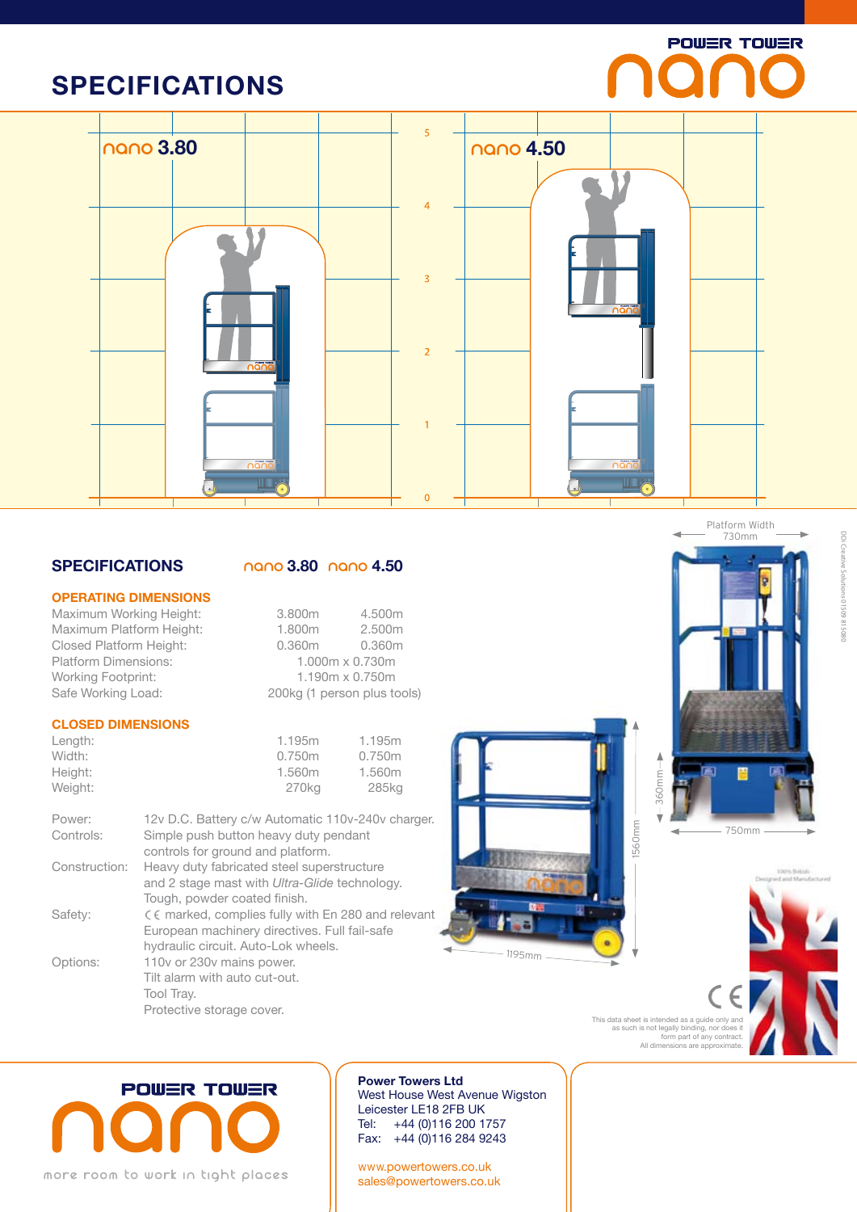# SPECIFICATIONS

nano 3.80

nano 4.50

5
4
3
2
1
0

## SPECIFICATIONS

| | nano 3.80 | nano 4.50 |
|---|---|---|
| **OPERATING DIMENSIONS** | | |
| Maximum Working Height: | 3.800m | 4.500m |
| Maximum Platform Height: | 1.800m | 2.500m |
| Closed Platform Height: | 0.360m | 0.360m |
| Platform Dimensions: | 1.000m x 0.730m | |
| Working Footprint: | 1.190m x 0.750m | |
| Safe Working Load: | 200kg (1 person plus tools) | |
| **CLOSED DIMENSIONS** | | |
| Length: | 1.195m | 1.195m |
| Width: | 0.750m | 0.750m |
| Height: | 1.560m | 1.560m |
| Weight: | 270kg | 285kg |

Power: 12v D.C. Battery c/w Automatic 110v-240v charger.

Controls: Simple push button heavy duty pendant controls for ground and platform.

Construction: Heavy duty fabricated steel superstructure and 2 stage mast with *Ultra-Glide* technology. Tough, powder coated finish.

Safety: CE marked, complies fully with En 280 and relevant European machinery directives. Full fail-safe hydraulic circuit. Auto-Lok wheels.

Options:
- 110v or 230v mains power.
- Tilt alarm with auto cut-out.
- Tool Tray.
- Protective storage cover.

Platform Width 730mm

360mm

750mm

1560mm

1195mm

100% British Designed and Manufactured

This data sheet is intended as a guide only and as such is not legally binding, nor does it form part of any contract. All dimensions are approximate.

POWER TOWER nano

more room to work in tight places

**Power Towers Ltd**
West House West Avenue Wigston
Leicester LE18 2FB UK
Tel: +44 (0)116 200 1757
Fax: +44 (0)116 284 9243

www.powertowers.co.uk
sales@powertowers.co.uk